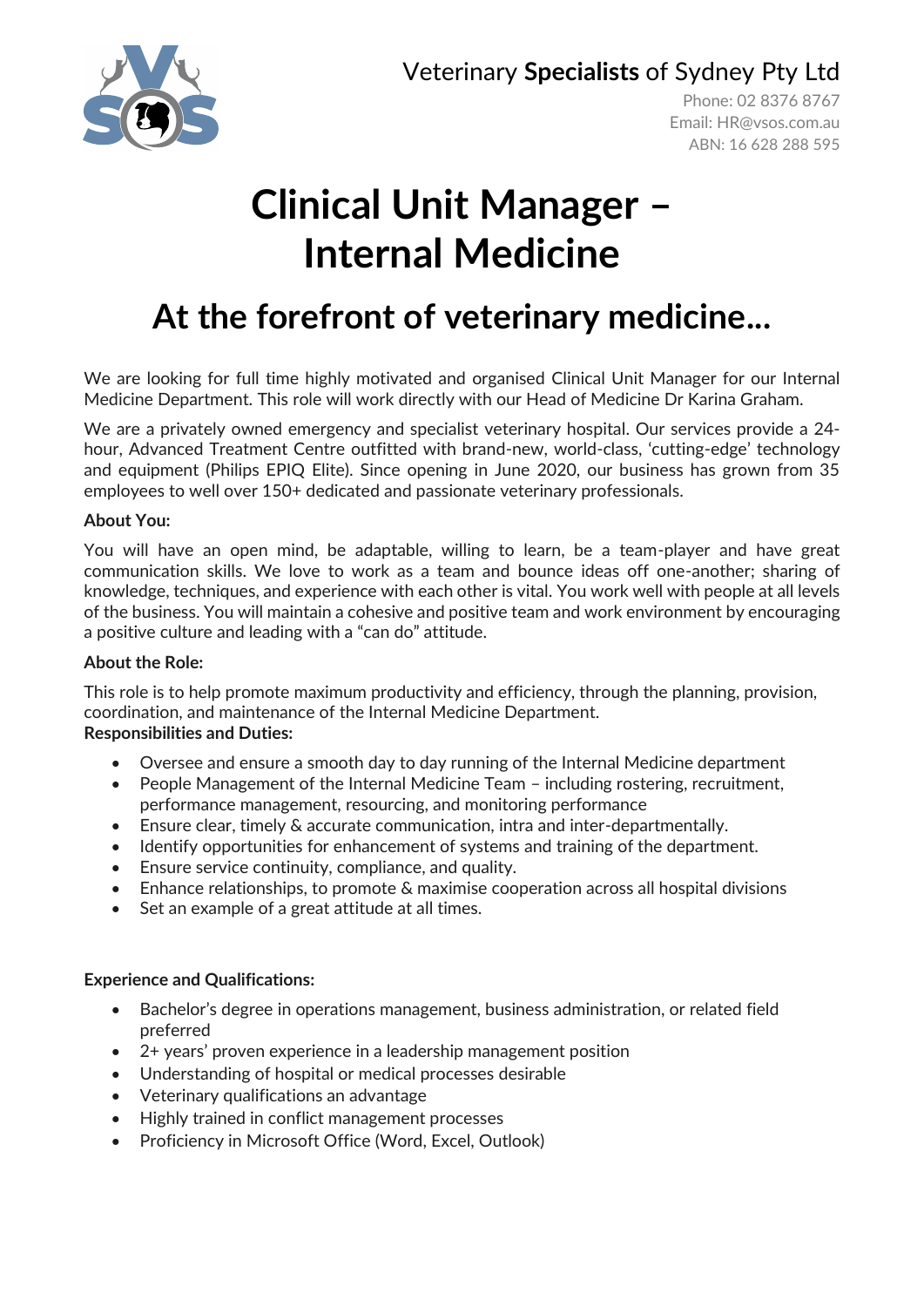Veterinary **Specialists** of Sydney Pty Ltd

Phone: 02 8376 8767
Email: HR@vsos.com.au
ABN: 16 628 288 595

# Clinical Unit Manager – Internal Medicine

## At the forefront of veterinary medicine…

We are looking for full time highly motivated and organised Clinical Unit Manager for our Internal Medicine Department. This role will work directly with our Head of Medicine Dr Karina Graham.

We are a privately owned emergency and specialist veterinary hospital. Our services provide a 24-hour, Advanced Treatment Centre outfitted with brand-new, world-class, 'cutting-edge' technology and equipment (Philips EPIQ Elite). Since opening in June 2020, our business has grown from 35 employees to well over 150+ dedicated and passionate veterinary professionals.

**About You:**

You will have an open mind, be adaptable, willing to learn, be a team-player and have great communication skills. We love to work as a team and bounce ideas off one-another; sharing of knowledge, techniques, and experience with each other is vital. You work well with people at all levels of the business. You will maintain a cohesive and positive team and work environment by encouraging a positive culture and leading with a "can do" attitude.

**About the Role:**

This role is to help promote maximum productivity and efficiency, through the planning, provision, coordination, and maintenance of the Internal Medicine Department.

**Responsibilities and Duties:**

- Oversee and ensure a smooth day to day running of the Internal Medicine department
- People Management of the Internal Medicine Team – including rostering, recruitment, performance management, resourcing, and monitoring performance
- Ensure clear, timely & accurate communication, intra and inter-departmentally.
- Identify opportunities for enhancement of systems and training of the department.
- Ensure service continuity, compliance, and quality.
- Enhance relationships, to promote & maximise cooperation across all hospital divisions
- Set an example of a great attitude at all times.

**Experience and Qualifications:**

- Bachelor's degree in operations management, business administration, or related field preferred
- 2+ years' proven experience in a leadership management position
- Understanding of hospital or medical processes desirable
- Veterinary qualifications an advantage
- Highly trained in conflict management processes
- Proficiency in Microsoft Office (Word, Excel, Outlook)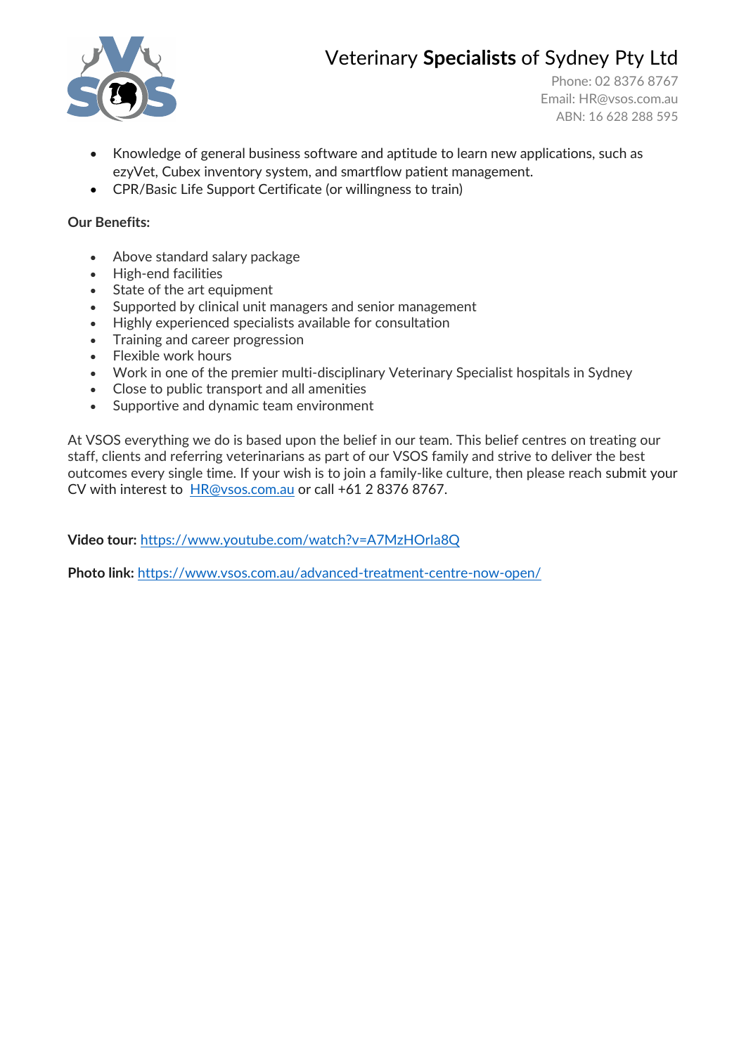- Knowledge of general business software and aptitude to learn new applications, such as ezyVet, Cubex inventory system, and smartflow patient management.
- CPR/Basic Life Support Certificate (or willingness to train)

**Our Benefits:**

- Above standard salary package
- High-end facilities
- State of the art equipment
- Supported by clinical unit managers and senior management
- Highly experienced specialists available for consultation
- Training and career progression
- Flexible work hours
- Work in one of the premier multi-disciplinary Veterinary Specialist hospitals in Sydney
- Close to public transport and all amenities
- Supportive and dynamic team environment

At VSOS everything we do is based upon the belief in our team. This belief centres on treating our staff, clients and referring veterinarians as part of our VSOS family and strive to deliver the best outcomes every single time. If your wish is to join a family-like culture, then please reach submit your CV with interest to [HR@vsos.com.au](mailto:HR@vsos.com.au) or call +61 2 8376 8767.

**Video tour:** https://www.youtube.com/watch?v=A7MzHOrla8Q

**Photo link:** https://www.vsos.com.au/advanced-treatment-centre-now-open/